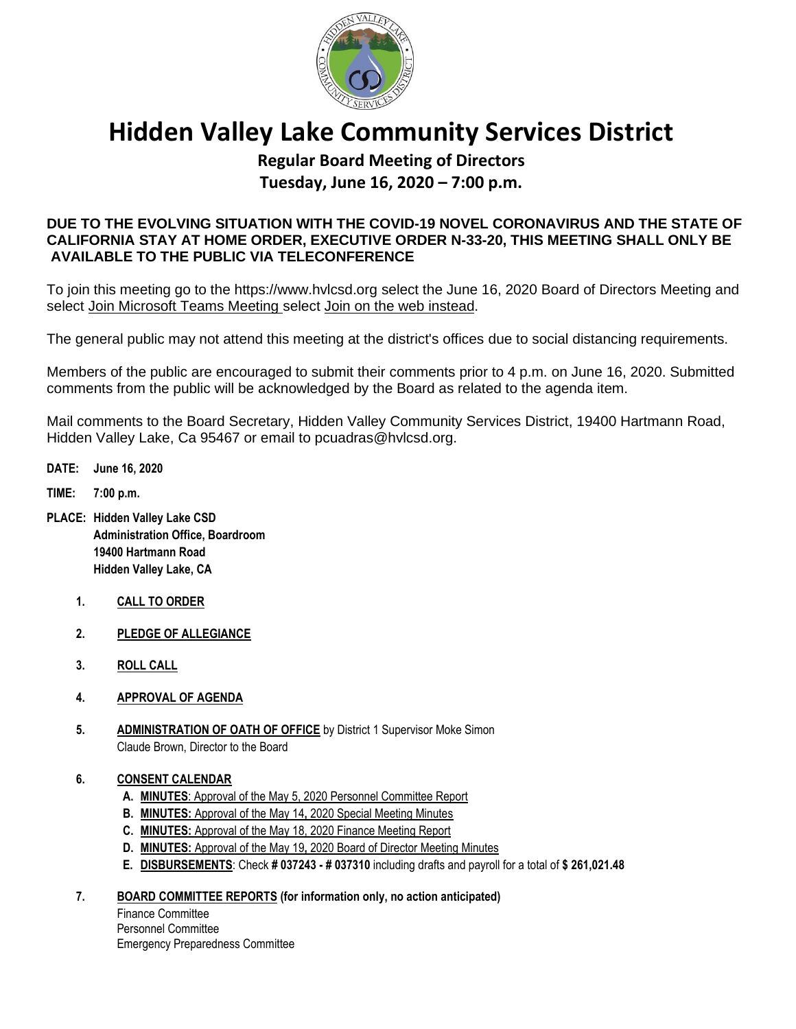# Hidden Valley Lake Community Services District

## Regular Board Meeting of Directors
## Tuesday, June 16, 2020 – 7:00 p.m.

**DUE TO THE EVOLVING SITUATION WITH THE COVID-19 NOVEL CORONAVIRUS AND THE STATE OF CALIFORNIA STAY AT HOME ORDER, EXECUTIVE ORDER N-33-20, THIS MEETING SHALL ONLY BE AVAILABLE TO THE PUBLIC VIA TELECONFERENCE**

To join this meeting go to the https://www.hvlcsd.org select the June 16, 2020 Board of Directors Meeting and select Join Microsoft Teams Meeting select Join on the web instead.

The general public may not attend this meeting at the district's offices due to social distancing requirements.

Members of the public are encouraged to submit their comments prior to 4 p.m. on June 16, 2020. Submitted comments from the public will be acknowledged by the Board as related to the agenda item.

Mail comments to the Board Secretary, Hidden Valley Community Services District, 19400 Hartmann Road, Hidden Valley Lake, Ca 95467 or email to pcuadras@hvlcsd.org.

**DATE: June 16, 2020**

**TIME: 7:00 p.m.**

**PLACE: Hidden Valley Lake CSD**
**Administration Office, Boardroom**
**19400 Hartmann Road**
**Hidden Valley Lake, CA**

1. **CALL TO ORDER**

2. **PLEDGE OF ALLEGIANCE**

3. **ROLL CALL**

4. **APPROVAL OF AGENDA**

5. **ADMINISTRATION OF OATH OF OFFICE** by District 1 Supervisor Moke Simon
   Claude Brown, Director to the Board

6. **CONSENT CALENDAR**
   - **A. MINUTES**: Approval of the May 5, 2020 Personnel Committee Report
   - **B. MINUTES:** Approval of the May 14, 2020 Special Meeting Minutes
   - **C. MINUTES:** Approval of the May 18, 2020 Finance Meeting Report
   - **D. MINUTES:** Approval of the May 19, 2020 Board of Director Meeting Minutes
   - **E. DISBURSEMENTS**: Check **# 037243 - # 037310** including drafts and payroll for a total of **$ 261,021.48**

7. **BOARD COMMITTEE REPORTS (for information only, no action anticipated)**
   Finance Committee
   Personnel Committee
   Emergency Preparedness Committee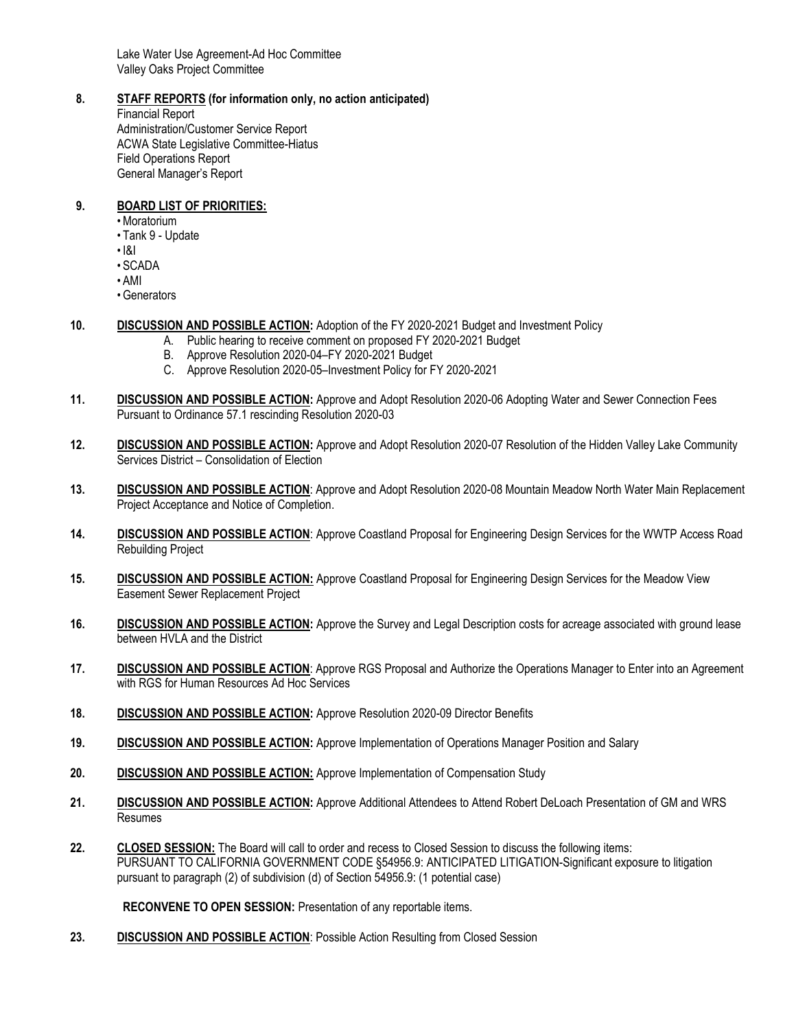Lake Water Use Agreement-Ad Hoc Committee
Valley Oaks Project Committee

**8. STAFF REPORTS (for information only, no action anticipated)**
Financial Report
Administration/Customer Service Report
ACWA State Legislative Committee-Hiatus
Field Operations Report
General Manager's Report

**9. BOARD LIST OF PRIORITIES:**
- Moratorium
- Tank 9 - Update
- I&I
- SCADA
- AMI
- Generators

**10. DISCUSSION AND POSSIBLE ACTION:** Adoption of the FY 2020-2021 Budget and Investment Policy
A. Public hearing to receive comment on proposed FY 2020-2021 Budget
B. Approve Resolution 2020-04–FY 2020-2021 Budget
C. Approve Resolution 2020-05–Investment Policy for FY 2020-2021

**11. DISCUSSION AND POSSIBLE ACTION:** Approve and Adopt Resolution 2020-06 Adopting Water and Sewer Connection Fees Pursuant to Ordinance 57.1 rescinding Resolution 2020-03

**12. DISCUSSION AND POSSIBLE ACTION:** Approve and Adopt Resolution 2020-07 Resolution of the Hidden Valley Lake Community Services District – Consolidation of Election

**13. DISCUSSION AND POSSIBLE ACTION**: Approve and Adopt Resolution 2020-08 Mountain Meadow North Water Main Replacement Project Acceptance and Notice of Completion.

**14. DISCUSSION AND POSSIBLE ACTION**: Approve Coastland Proposal for Engineering Design Services for the WWTP Access Road Rebuilding Project

**15. DISCUSSION AND POSSIBLE ACTION:** Approve Coastland Proposal for Engineering Design Services for the Meadow View Easement Sewer Replacement Project

**16. DISCUSSION AND POSSIBLE ACTION:** Approve the Survey and Legal Description costs for acreage associated with ground lease between HVLA and the District

**17. DISCUSSION AND POSSIBLE ACTION**: Approve RGS Proposal and Authorize the Operations Manager to Enter into an Agreement with RGS for Human Resources Ad Hoc Services

**18. DISCUSSION AND POSSIBLE ACTION:** Approve Resolution 2020-09 Director Benefits

**19. DISCUSSION AND POSSIBLE ACTION:** Approve Implementation of Operations Manager Position and Salary

**20. DISCUSSION AND POSSIBLE ACTION:** Approve Implementation of Compensation Study

**21. DISCUSSION AND POSSIBLE ACTION:** Approve Additional Attendees to Attend Robert DeLoach Presentation of GM and WRS Resumes

**22. CLOSED SESSION:** The Board will call to order and recess to Closed Session to discuss the following items:
PURSUANT TO CALIFORNIA GOVERNMENT CODE §54956.9: ANTICIPATED LITIGATION-Significant exposure to litigation pursuant to paragraph (2) of subdivision (d) of Section 54956.9: (1 potential case)

**RECONVENE TO OPEN SESSION:** Presentation of any reportable items.

**23. DISCUSSION AND POSSIBLE ACTION**: Possible Action Resulting from Closed Session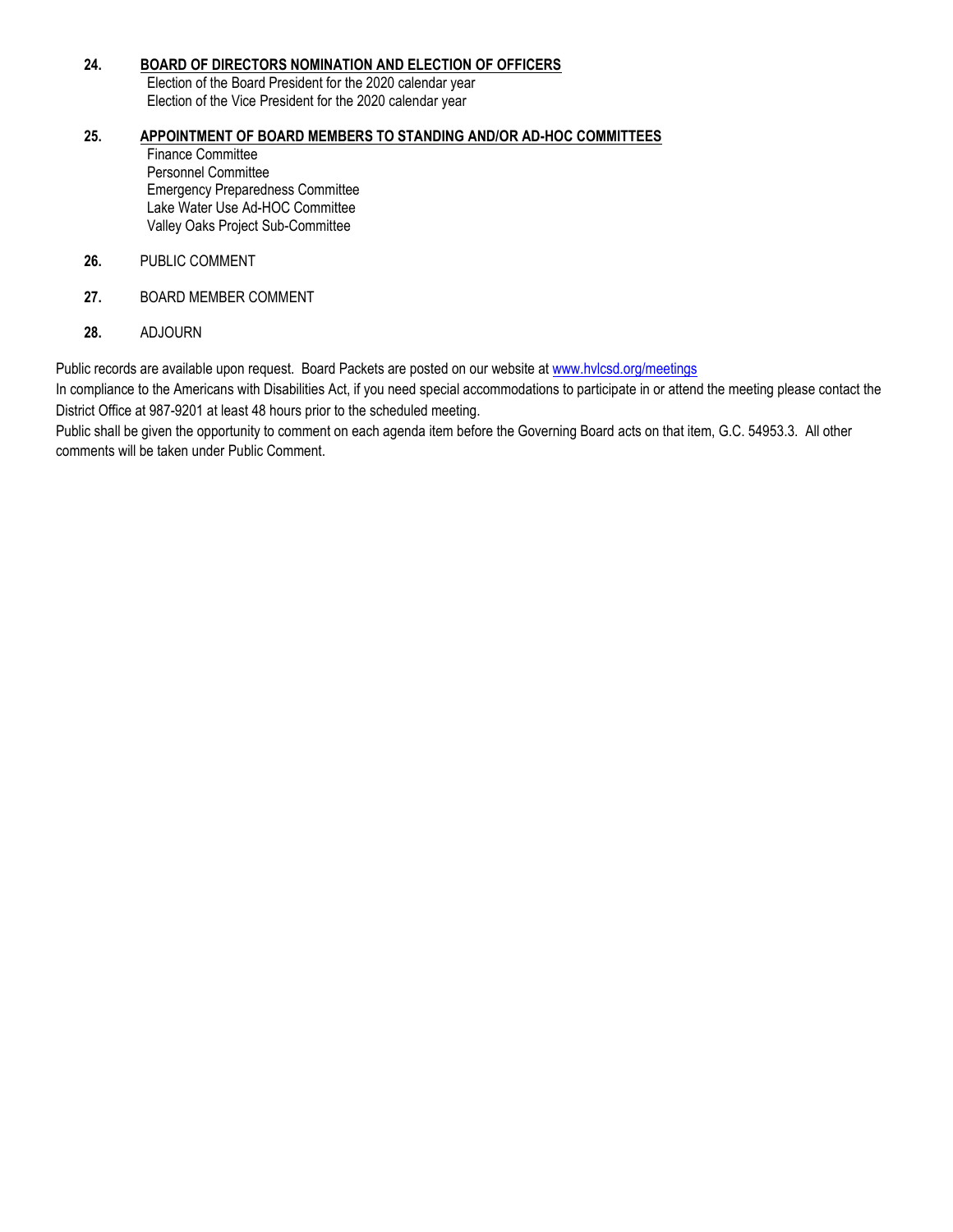**24.** **<u>BOARD OF DIRECTORS NOMINATION AND ELECTION OF OFFICERS</u>**

Election of the Board President for the 2020 calendar year
Election of the Vice President for the 2020 calendar year

**25.** **<u>APPOINTMENT OF BOARD MEMBERS TO STANDING AND/OR AD-HOC COMMITTEES</u>**

Finance Committee
Personnel Committee
Emergency Preparedness Committee
Lake Water Use Ad-HOC Committee
Valley Oaks Project Sub-Committee

**26.** PUBLIC COMMENT

**27.** BOARD MEMBER COMMENT

**28.** ADJOURN

Public records are available upon request. Board Packets are posted on our website at [www.hvlcsd.org/meetings](http://www.hvlcsd.org/meetings)

In compliance to the Americans with Disabilities Act, if you need special accommodations to participate in or attend the meeting please contact the District Office at 987-9201 at least 48 hours prior to the scheduled meeting.

Public shall be given the opportunity to comment on each agenda item before the Governing Board acts on that item, G.C. 54953.3. All other comments will be taken under Public Comment.